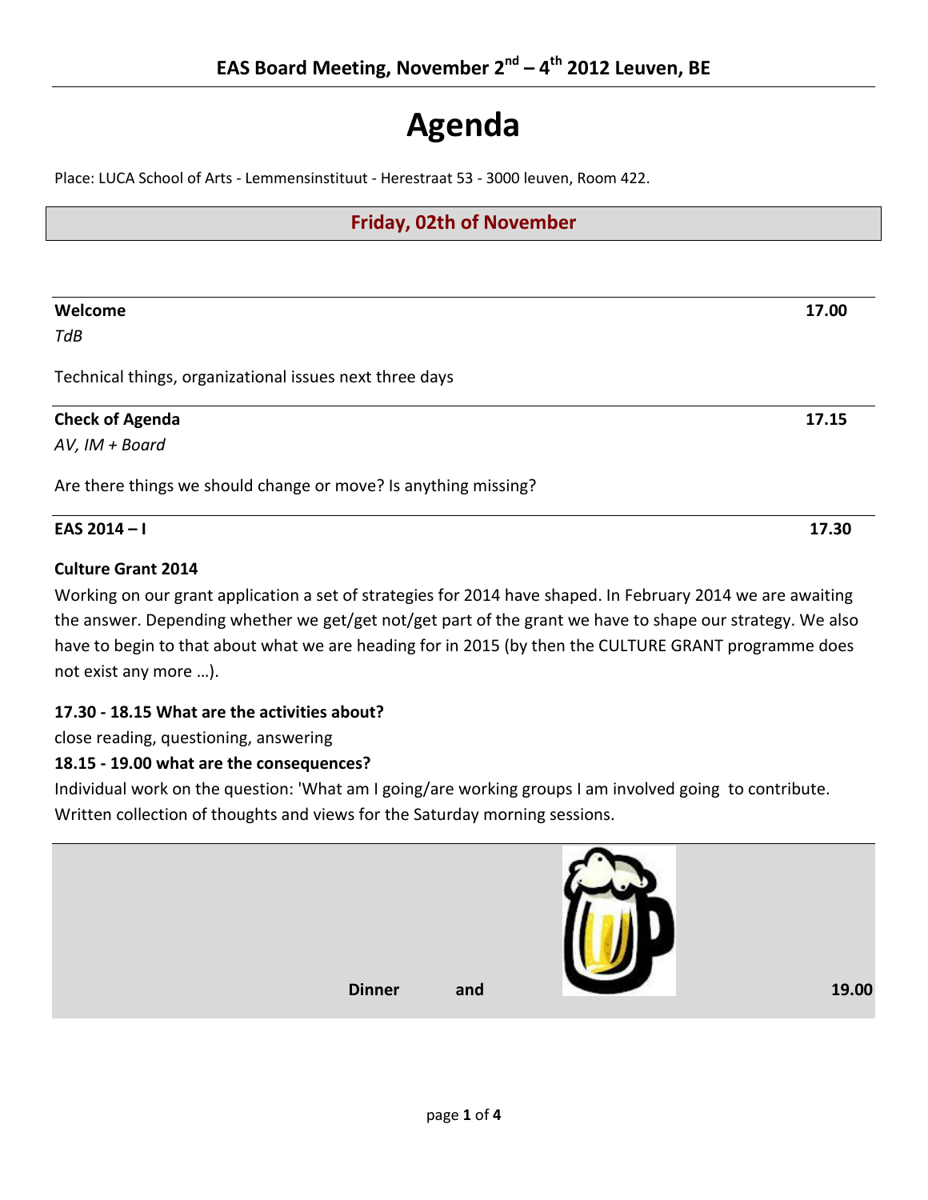## EAS Board Meeting, November 2nd – 4th 2012 Leuven, BE

# Agenda

Place: LUCA School of Arts - Lemmensinstituut - Herestraat 53 - 3000 leuven, Room 422.

## Friday, 02th of November

---

**Welcome** **17.00**

*TdB*

Technical things, organizational issues next three days

---

**Check of Agenda** **17.15**

*AV, IM + Board*

Are there things we should change or move? Is anything missing?

---

**EAS 2014 – I** **17.30**

**Culture Grant 2014**

Working on our grant application a set of strategies for 2014 have shaped. In February 2014 we are awaiting the answer. Depending whether we get/get not/get part of the grant we have to shape our strategy. We also have to begin to that about what we are heading for in 2015 (by then the CULTURE GRANT programme does not exist any more …).

**17.30 - 18.15 What are the activities about?**

close reading, questioning, answering

**18.15 - 19.00 what are the consequences?**

Individual work on the question: 'What am I going/are working groups I am involved going to contribute. Written collection of thoughts and views for the Saturday morning sessions.

---

**Dinner and** **19.00**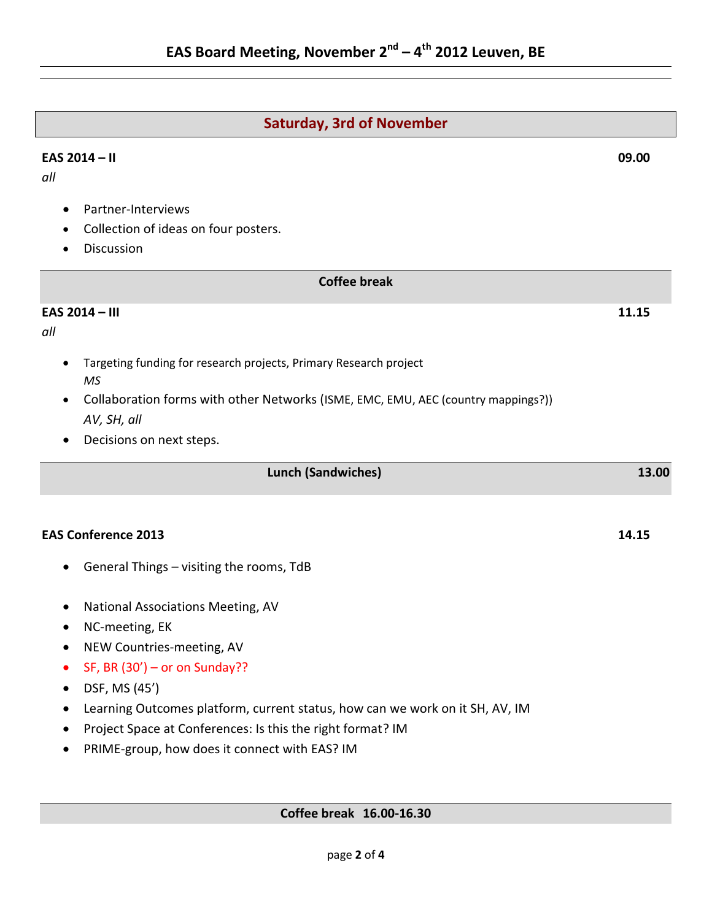# EAS Board Meeting, November 2nd – 4th 2012 Leuven, BE

## Saturday, 3rd of November

**EAS 2014 – II** **09.00**

*all*

- Partner-Interviews
- Collection of ideas on four posters.
- Discussion

**Coffee break**

**EAS 2014 – III** **11.15**

*all*

- Targeting funding for research projects, Primary Research project
  *MS*
- Collaboration forms with other Networks (ISME, EMC, EMU, AEC (country mappings?))
  *AV, SH, all*
- Decisions on next steps.

**Lunch (Sandwiches)** **13.00**

**EAS Conference 2013** **14.15**

- General Things – visiting the rooms, TdB

- National Associations Meeting, AV
- NC-meeting, EK
- NEW Countries-meeting, AV
- SF, BR (30') – or on Sunday??
- DSF, MS (45')
- Learning Outcomes platform, current status, how can we work on it SH, AV, IM
- Project Space at Conferences: Is this the right format? IM
- PRIME-group, how does it connect with EAS? IM

**Coffee break 16.00-16.30**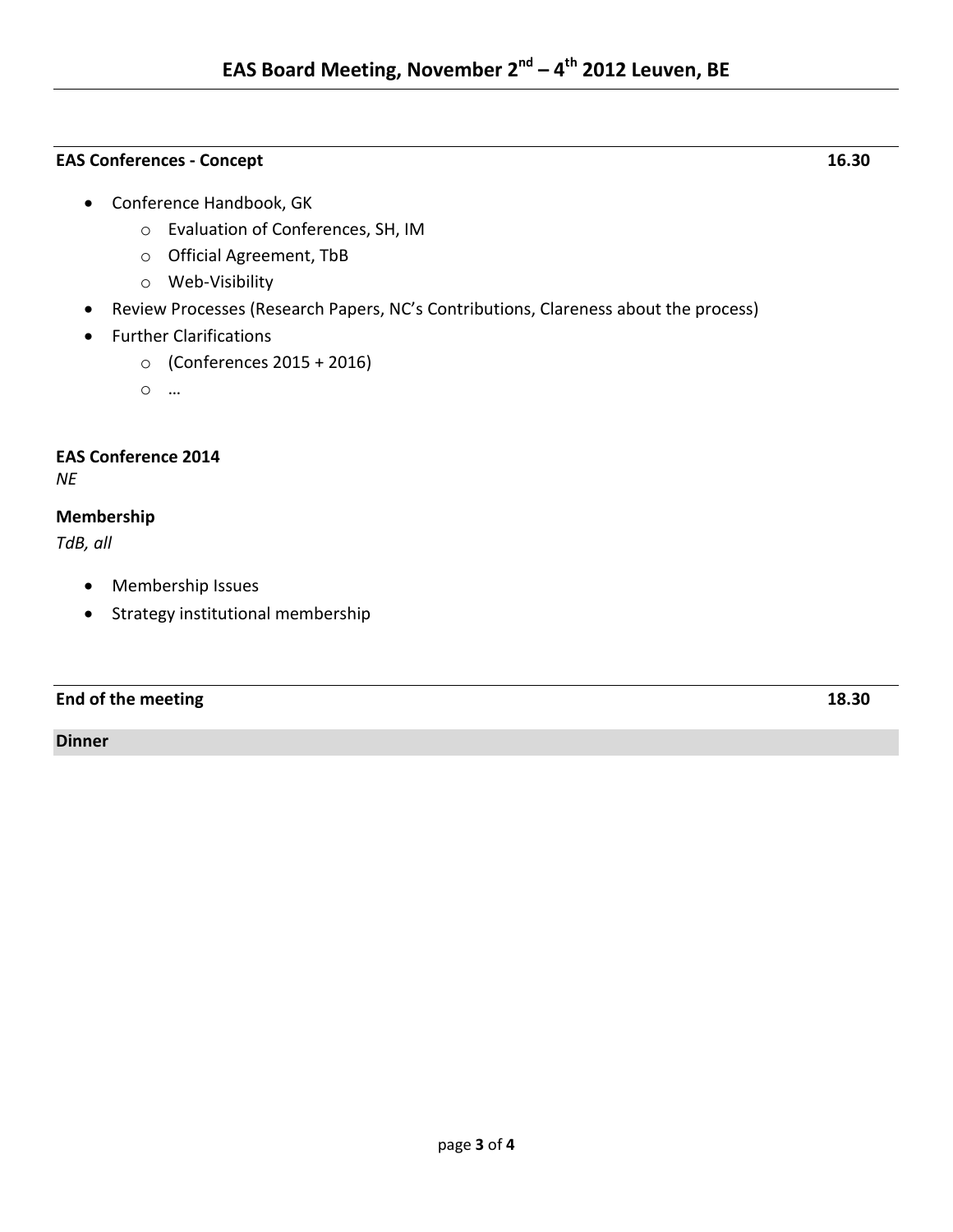**EAS Conferences - Concept** **16.30**

- Conference Handbook, GK
  - Evaluation of Conferences, SH, IM
  - Official Agreement, TbB
  - Web-Visibility
- Review Processes (Research Papers, NC's Contributions, Clareness about the process)
- Further Clarifications
  - (Conferences 2015 + 2016)
  - …

**EAS Conference 2014**
*NE*

**Membership**
*TdB, all*

- Membership Issues
- Strategy institutional membership

**End of the meeting** **18.30**

**Dinner**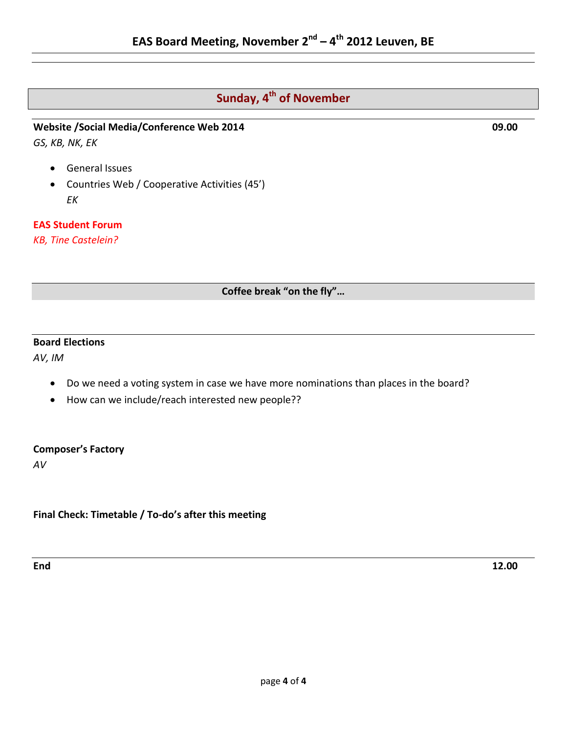# EAS Board Meeting, November 2nd – 4th 2012 Leuven, BE

## Sunday, 4th of November

**Website /Social Media/Conference Web 2014** **09.00**

*GS, KB, NK, EK*

- General Issues
- Countries Web / Cooperative Activities (45')
  *EK*

**EAS Student Forum**

*KB, Tine Castelein?*

**Coffee break "on the fly"…**

**Board Elections**

*AV, IM*

- Do we need a voting system in case we have more nominations than places in the board?
- How can we include/reach interested new people??

**Composer's Factory**

*AV*

**Final Check: Timetable / To-do's after this meeting**

**End** **12.00**